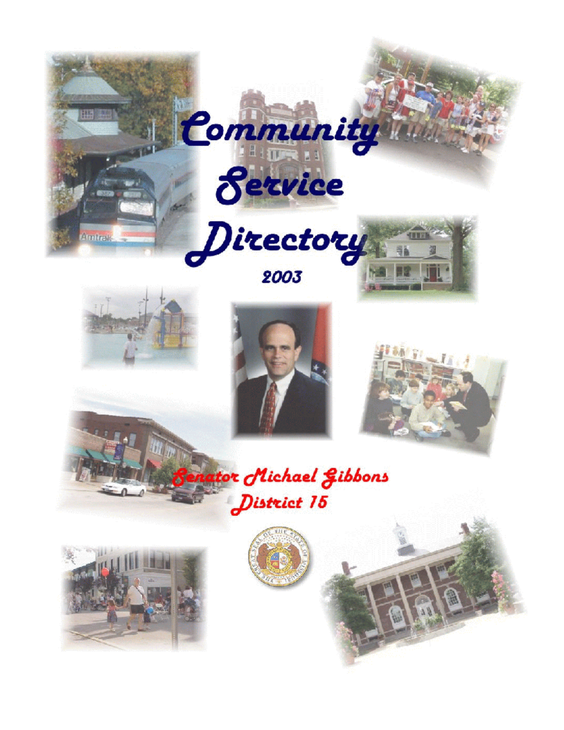# Community Service Directory

## 2003

## Senator Michael Gibbons
## District 15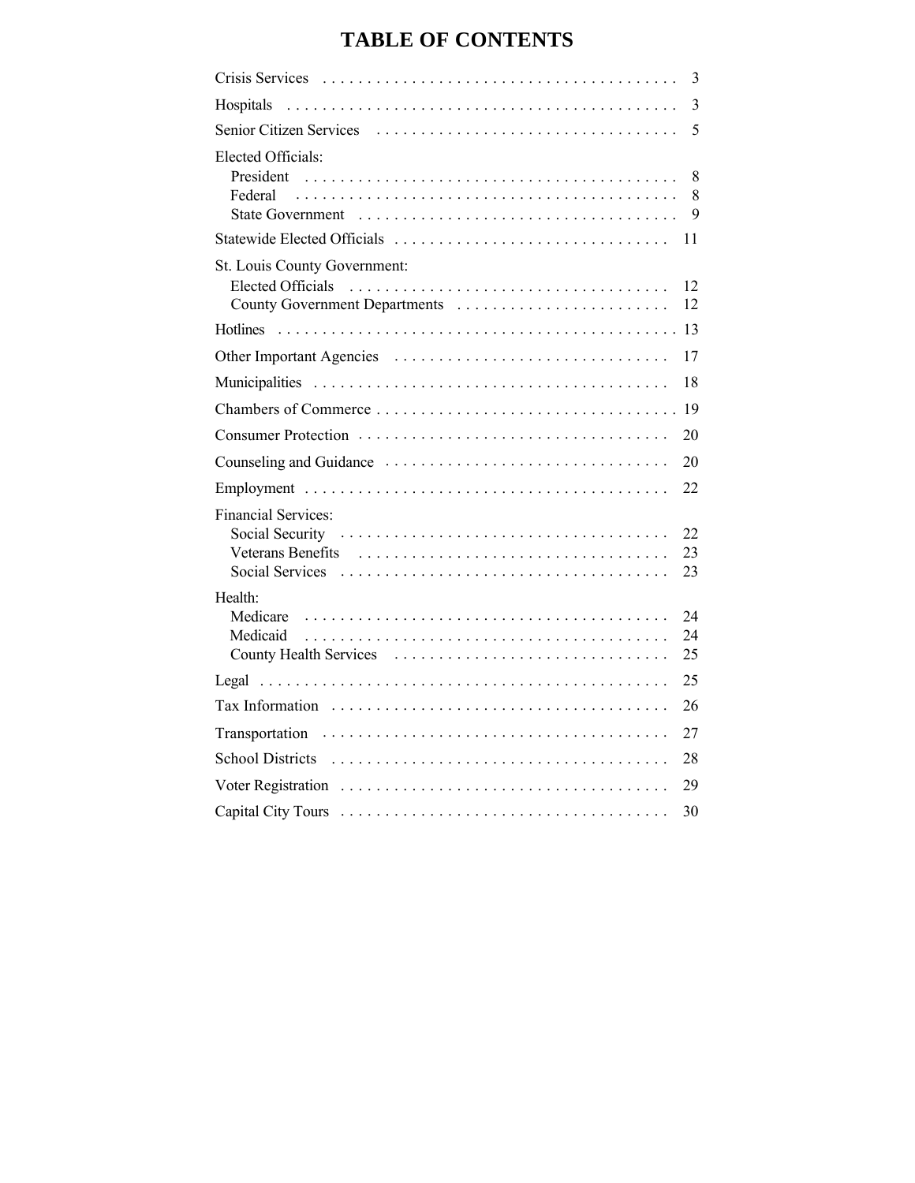# TABLE OF CONTENTS

| Section | Page |
|---|---|
| Crisis Services | 3 |
| Hospitals | 3 |
| Senior Citizen Services | 5 |
| **Elected Officials:** | |
| President | 8 |
| Federal | 8 |
| State Government | 9 |
| Statewide Elected Officials | 11 |
| **St. Louis County Government:** | |
| Elected Officials | 12 |
| County Government Departments | 12 |
| Hotlines | 13 |
| Other Important Agencies | 17 |
| Municipalities | 18 |
| Chambers of Commerce | 19 |
| Consumer Protection | 20 |
| Counseling and Guidance | 20 |
| Employment | 22 |
| **Financial Services:** | |
| Social Security | 22 |
| Veterans Benefits | 23 |
| Social Services | 23 |
| **Health:** | |
| Medicare | 24 |
| Medicaid | 24 |
| County Health Services | 25 |
| Legal | 25 |
| Tax Information | 26 |
| Transportation | 27 |
| School Districts | 28 |
| Voter Registration | 29 |
| Capital City Tours | 30 |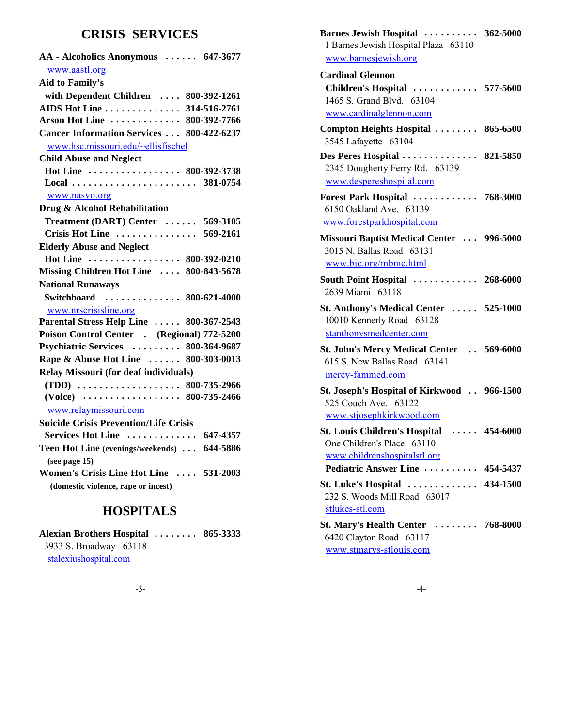## CRISIS SERVICES

**AA - Alcoholics Anonymous** . . . . . . **647-3677**
www.aastl.org

**Aid to Family's with Dependent Children** . . . . **800-392-1261**

**AIDS Hot Line** . . . . . . . . . . . . . . **314-516-2761**

**Arson Hot Line** . . . . . . . . . . . . . **800-392-7766**

**Cancer Information Services** . . . **800-422-6237**
www.hsc.missouri.edu/~ellisfischel

**Child Abuse and Neglect**
**Hot Line** . . . . . . . . . . . . . . . . . **800-392-3738**
**Local** . . . . . . . . . . . . . . . . . . . . . . . **381-0754**
www.nasvo.org

**Drug & Alcohol Rehabilitation Treatment (DART) Center** . . . . . . **569-3105**
**Crisis Hot Line** . . . . . . . . . . . . . . . **569-2161**

**Elderly Abuse and Neglect Hot Line** . . . . . . . . . . . . . . . . . **800-392-0210**

**Missing Children Hot Line** . . . . **800-843-5678**

**National Runaways Switchboard** . . . . . . . . . . . . . . **800-621-4000**
www.nrscrisisline.org

**Parental Stress Help Line** . . . . . **800-367-2543**

**Poison Control Center** . (Regional) **772-5200**

**Psychiatric Services** . . . . . . . . . **800-364-9687**

**Rape & Abuse Hot Line** . . . . . . **800-303-0013**

**Relay Missouri (for deaf individuals)**
**(TDD)** . . . . . . . . . . . . . . . . . . . **800-735-2966**
**(Voice)** . . . . . . . . . . . . . . . . . . **800-735-2466**
www.relaymissouri.com

**Suicide Crisis Prevention/Life Crisis Services Hot Line** . . . . . . . . . . . . . **647-4357**

**Teen Hot Line (evenings/weekends)** . . . **644-5886**
**(see page 15)**

**Women's Crisis Line Hot Line** . . . . **531-2003**
**(domestic violence, rape or incest)**

## HOSPITALS

**Alexian Brothers Hospital** . . . . . . . . **865-3333**
3933 S. Broadway 63118
stalexiushospital.com

**Barnes Jewish Hospital** . . . . . . . . . . **362-5000**
1 Barnes Jewish Hospital Plaza 63110
www.barnesjewish.org

**Cardinal Glennon Children's Hospital** . . . . . . . . . . . . **577-5600**
1465 S. Grand Blvd. 63104
www.cardinalglennon.com

**Compton Heights Hospital** . . . . . . . . **865-6500**
3545 Lafayette 63104

**Des Peres Hospital** . . . . . . . . . . . . . . **821-5850**
2345 Dougherty Ferry Rd. 63139
www.desperershospital.com

**Forest Park Hospital** . . . . . . . . . . . . **768-3000**
6150 Oakland Ave. 63139
www.forestparkhospital.com

**Missouri Baptist Medical Center** . . . **996-5000**
3015 N. Ballas Road 63131
www.bjc.org/mbmc.html

**South Point Hospital** . . . . . . . . . . . . **268-6000**
2639 Miami 63118

**St. Anthony's Medical Center** . . . . . **525-1000**
10010 Kennerly Road 63128
stanthonysmedcenter.com

**St. John's Mercy Medical Center** . . **569-6000**
615 S. New Ballas Road 63141
mercy-fammed.com

**St. Joseph's Hospital of Kirkwood** . . **966-1500**
525 Couch Ave. 63122
www.stjosephkirkwood.com

**St. Louis Children's Hospital** . . . . . **454-6000**
One Children's Place 63110
www.childrenshospitalstl.org
**Pediatric Answer Line** . . . . . . . . . . **454-5437**

**St. Luke's Hospital** . . . . . . . . . . . . . **434-1500**
232 S. Woods Mill Road 63017
stlukes-stl.com

**St. Mary's Health Center** . . . . . . . . **768-8000**
6420 Clayton Road 63117
www.stmarys-stlouis.com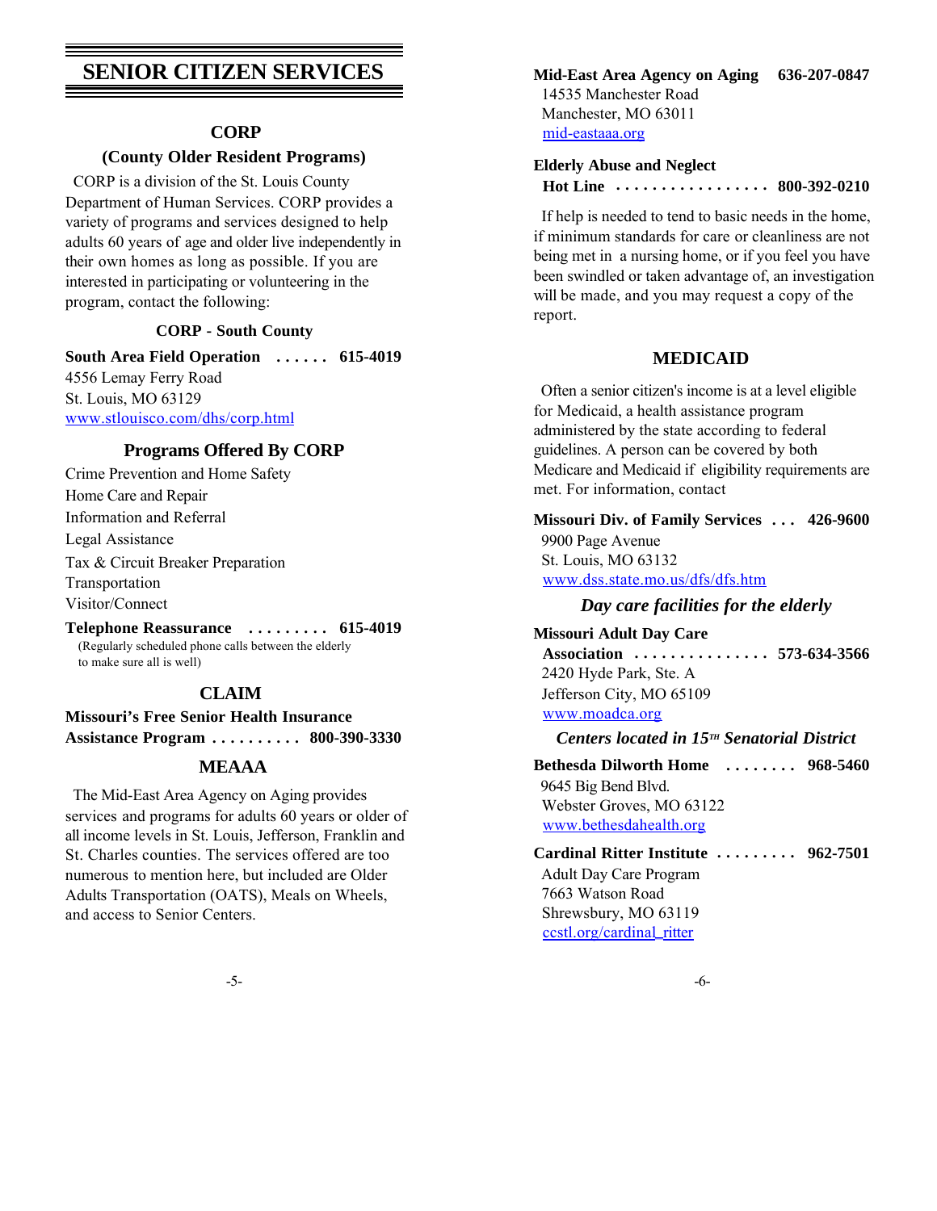# SENIOR CITIZEN SERVICES

## CORP

### (County Older Resident Programs)

CORP is a division of the St. Louis County Department of Human Services. CORP provides a variety of programs and services designed to help adults 60 years of age and older live independently in their own homes as long as possible. If you are interested in participating or volunteering in the program, contact the following:

#### CORP - South County

**South Area Field Operation . . . . . . 615-4019**
4556 Lemay Ferry Road
St. Louis, MO 63129
www.stlouisco.com/dhs/corp.html

### Programs Offered By CORP

Crime Prevention and Home Safety
Home Care and Repair
Information and Referral
Legal Assistance
Tax & Circuit Breaker Preparation
Transportation
Visitor/Connect

**Telephone Reassurance . . . . . . . . . 615-4019**
(Regularly scheduled phone calls between the elderly to make sure all is well)

## CLAIM

**Missouri's Free Senior Health Insurance Assistance Program . . . . . . . . . . 800-390-3330**

## MEAAA

The Mid-East Area Agency on Aging provides services and programs for adults 60 years or older of all income levels in St. Louis, Jefferson, Franklin and St. Charles counties. The services offered are too numerous to mention here, but included are Older Adults Transportation (OATS), Meals on Wheels, and access to Senior Centers.

**Mid-East Area Agency on Aging 636-207-0847**
14535 Manchester Road
Manchester, MO 63011
mid-eastaaa.org

**Elderly Abuse and Neglect Hot Line . . . . . . . . . . . . . . . . . 800-392-0210**

If help is needed to tend to basic needs in the home, if minimum standards for care or cleanliness are not being met in a nursing home, or if you feel you have been swindled or taken advantage of, an investigation will be made, and you may request a copy of the report.

## MEDICAID

Often a senior citizen's income is at a level eligible for Medicaid, a health assistance program administered by the state according to federal guidelines. A person can be covered by both Medicare and Medicaid if eligibility requirements are met. For information, contact

**Missouri Div. of Family Services . . . 426-9600**
9900 Page Avenue
St. Louis, MO 63132
www.dss.state.mo.us/dfs/dfs.htm

### *Day care facilities for the elderly*

**Missouri Adult Day Care Association . . . . . . . . . . . . . . . 573-634-3566**
2420 Hyde Park, Ste. A
Jefferson City, MO 65109
www.moadca.org

#### *Centers located in 15TH Senatorial District*

**Bethesda Dilworth Home . . . . . . . . 968-5460**
9645 Big Bend Blvd.
Webster Groves, MO 63122
www.bethesdahealth.org

**Cardinal Ritter Institute . . . . . . . . . 962-7501**
Adult Day Care Program
7663 Watson Road
Shrewsbury, MO 63119
ccstl.org/cardinal_ritter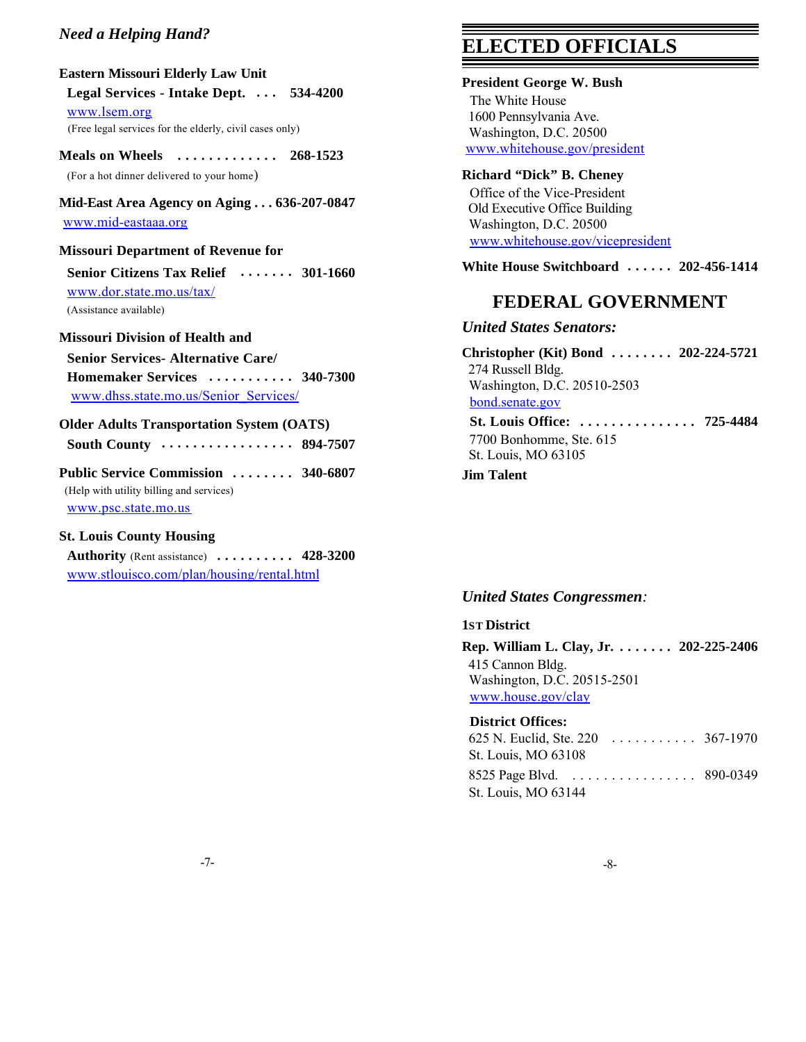## *Need a Helping Hand?*

**Eastern Missouri Elderly Law Unit**
**Legal Services - Intake Dept. . . . 534-4200**
www.lsem.org
(Free legal services for the elderly, civil cases only)

**Meals on Wheels . . . . . . . . . . . . . 268-1523**
(For a hot dinner delivered to your home)

**Mid-East Area Agency on Aging . . . 636-207-0847**
www.mid-eastaaa.org

**Missouri Department of Revenue for**
**Senior Citizens Tax Relief . . . . . . . 301-1660**
www.dor.state.mo.us/tax/
(Assistance available)

**Missouri Division of Health and**
**Senior Services- Alternative Care/**
**Homemaker Services . . . . . . . . . . . 340-7300**
www.dhss.state.mo.us/Senior_Services/

**Older Adults Transportation System (OATS)**
**South County . . . . . . . . . . . . . . . . . 894-7507**

**Public Service Commission . . . . . . . . 340-6807**
(Help with utility billing and services)
www.psc.state.mo.us

**St. Louis County Housing**
**Authority** (Rent assistance) **. . . . . . . . . . 428-3200**
www.stlouisco.com/plan/housing/rental.html

# ELECTED OFFICIALS

**President George W. Bush**
The White House
1600 Pennsylvania Ave.
Washington, D.C. 20500
www.whitehouse.gov/president

**Richard "Dick" B. Cheney**
Office of the Vice-President
Old Executive Office Building
Washington, D.C. 20500
www.whitehouse.gov/vicepresident

**White House Switchboard . . . . . . 202-456-1414**

## FEDERAL GOVERNMENT

### *United States Senators:*

**Christopher (Kit) Bond . . . . . . . . 202-224-5721**
274 Russell Bldg.
Washington, D.C. 20510-2503
bond.senate.gov

**St. Louis Office: . . . . . . . . . . . . . . . 725-4484**
7700 Bonhomme, Ste. 615
St. Louis, MO 63105

**Jim Talent**

### *United States Congressmen:*

**1ST District**

**Rep. William L. Clay, Jr. . . . . . . . 202-225-2406**
415 Cannon Bldg.
Washington, D.C. 20515-2501
www.house.gov/clay

**District Offices:**
625 N. Euclid, Ste. 220 . . . . . . . . . . . 367-1970
St. Louis, MO 63108

8525 Page Blvd. . . . . . . . . . . . . . . . . 890-0349
St. Louis, MO 63144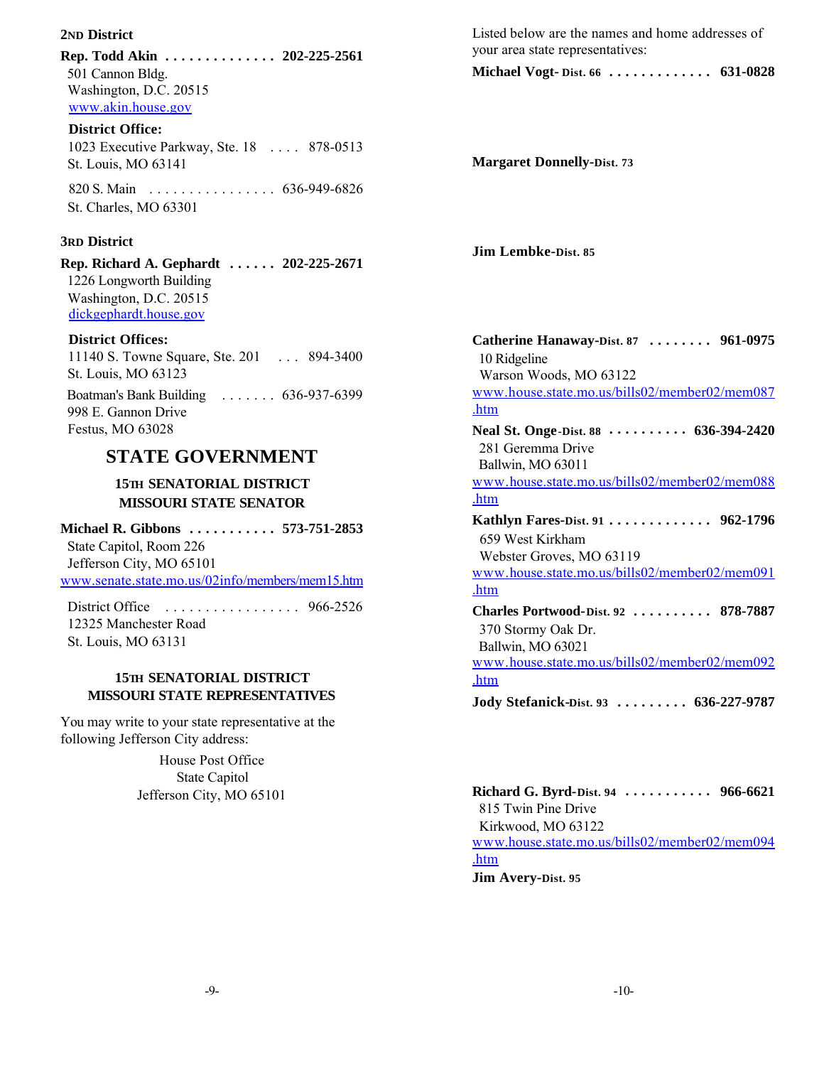### 2ND District

**Rep. Todd Akin . . . . . . . . . . . . . . 202-225-2561**
501 Cannon Bldg.
Washington, D.C. 20515
www.akin.house.gov

**District Office:**
1023 Executive Parkway, Ste. 18 . . . . 878-0513
St. Louis, MO 63141

820 S. Main . . . . . . . . . . . . . . . . 636-949-6826
St. Charles, MO 63301

### 3RD District

**Rep. Richard A. Gephardt . . . . . . 202-225-2671**
1226 Longworth Building
Washington, D.C. 20515
dickgephardt.house.gov

**District Offices:**
11140 S. Towne Square, Ste. 201 . . . 894-3400
St. Louis, MO 63123

Boatman's Bank Building . . . . . . . 636-937-6399
998 E. Gannon Drive
Festus, MO 63028

## STATE GOVERNMENT

### 15TH SENATORIAL DISTRICT MISSOURI STATE SENATOR

**Michael R. Gibbons . . . . . . . . . . . 573-751-2853**
State Capitol, Room 226
Jefferson City, MO 65101
www.senate.state.mo.us/02info/members/mem15.htm

District Office . . . . . . . . . . . . . . . . . 966-2526
12325 Manchester Road
St. Louis, MO 63131

### 15TH SENATORIAL DISTRICT MISSOURI STATE REPRESENTATIVES

You may write to your state representative at the following Jefferson City address:

House Post Office
State Capitol
Jefferson City, MO 65101

Listed below are the names and home addresses of your area state representatives:

**Michael Vogt- Dist. 66 . . . . . . . . . . . . . 631-0828**

**Margaret Donnelly-Dist. 73**

**Jim Lembke-Dist. 85**

**Catherine Hanaway-Dist. 87 . . . . . . . . 961-0975**
10 Ridgeline
Warson Woods, MO 63122
www.house.state.mo.us/bills02/member02/mem087.htm

**Neal St. Onge-Dist. 88 . . . . . . . . . . 636-394-2420**
281 Geremma Drive
Ballwin, MO 63011
www.house.state.mo.us/bills02/member02/mem088.htm

**Kathlyn Fares-Dist. 91 . . . . . . . . . . . . . 962-1796**
659 West Kirkham
Webster Groves, MO 63119
www.house.state.mo.us/bills02/member02/mem091.htm

**Charles Portwood-Dist. 92 . . . . . . . . . . 878-7887**
370 Stormy Oak Dr.
Ballwin, MO 63021
www.house.state.mo.us/bills02/member02/mem092.htm

**Jody Stefanick-Dist. 93 . . . . . . . . . 636-227-9787**

**Richard G. Byrd-Dist. 94 . . . . . . . . . . . 966-6621**
815 Twin Pine Drive
Kirkwood, MO 63122
www.house.state.mo.us/bills02/member02/mem094.htm

**Jim Avery-Dist. 95**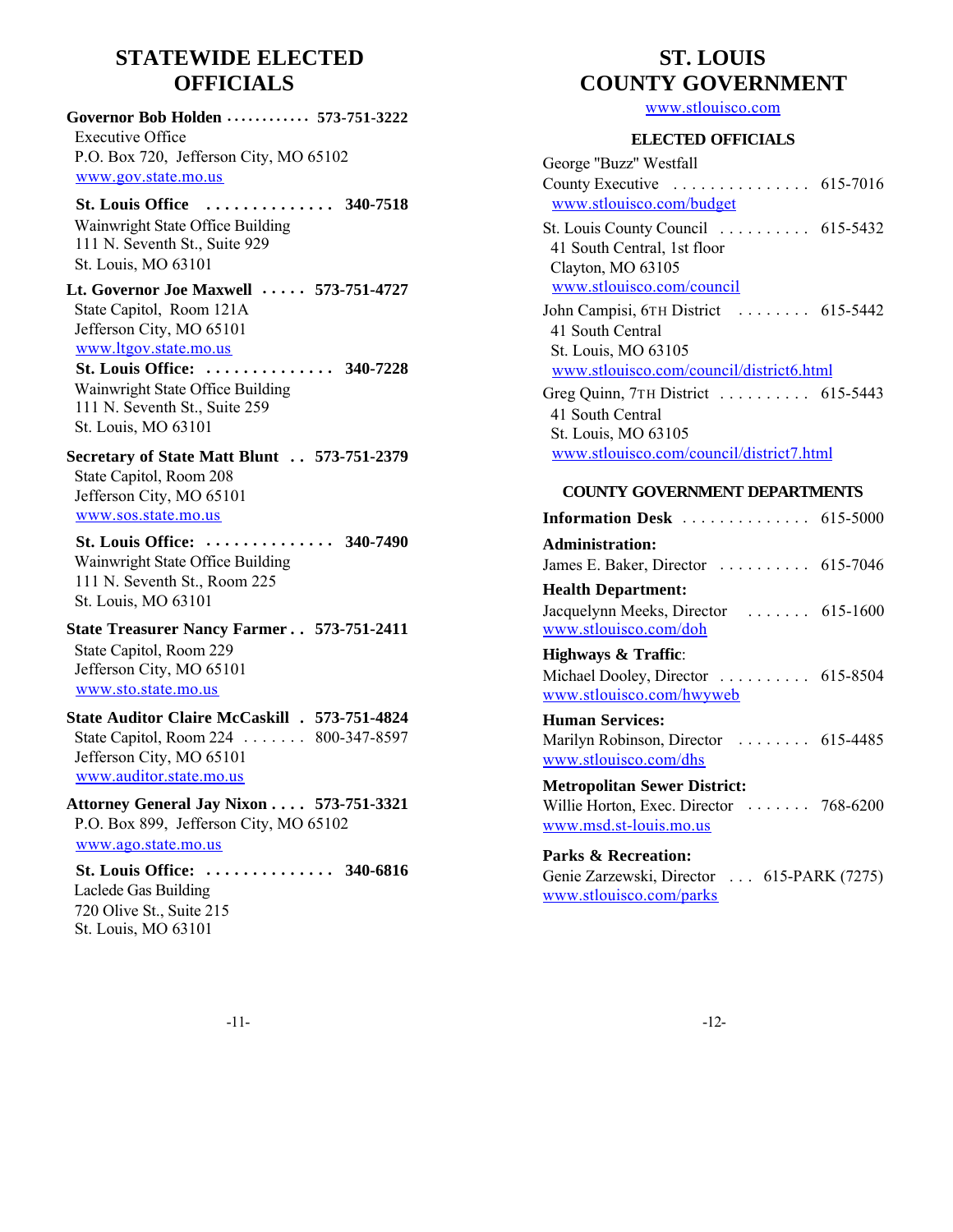# STATEWIDE ELECTED OFFICIALS

**Governor Bob Holden ............ 573-751-3222**
Executive Office
P.O. Box 720, Jefferson City, MO 65102
www.gov.state.mo.us

**St. Louis Office .............. 340-7518**
Wainwright State Office Building
111 N. Seventh St., Suite 929
St. Louis, MO 63101

**Lt. Governor Joe Maxwell ..... 573-751-4727**
State Capitol, Room 121A
Jefferson City, MO 65101
www.ltgov.state.mo.us

**St. Louis Office: .............. 340-7228**
Wainwright State Office Building
111 N. Seventh St., Suite 259
St. Louis, MO 63101

**Secretary of State Matt Blunt .. 573-751-2379**
State Capitol, Room 208
Jefferson City, MO 65101
www.sos.state.mo.us

**St. Louis Office: .............. 340-7490**
Wainwright State Office Building
111 N. Seventh St., Room 225
St. Louis, MO 63101

**State Treasurer Nancy Farmer .. 573-751-2411**
State Capitol, Room 229
Jefferson City, MO 65101
www.sto.state.mo.us

**State Auditor Claire McCaskill . 573-751-4824**
State Capitol, Room 224 ....... 800-347-8597
Jefferson City, MO 65101
www.auditor.state.mo.us

**Attorney General Jay Nixon .... 573-751-3321**
P.O. Box 899, Jefferson City, MO 65102
www.ago.state.mo.us

**St. Louis Office: .............. 340-6816**
Laclede Gas Building
720 Olive St., Suite 215
St. Louis, MO 63101

# ST. LOUIS COUNTY GOVERNMENT

www.stlouisco.com

### ELECTED OFFICIALS

George "Buzz" Westfall
County Executive ............... 615-7016
www.stlouisco.com/budget

St. Louis County Council .......... 615-5432
41 South Central, 1st floor
Clayton, MO 63105
www.stlouisco.com/council

John Campisi, 6TH District ........ 615-5442
41 South Central
St. Louis, MO 63105
www.stlouisco.com/council/district6.html

Greg Quinn, 7TH District .......... 615-5443
41 South Central
St. Louis, MO 63105
www.stlouisco.com/council/district7.html

### COUNTY GOVERNMENT DEPARTMENTS

**Information Desk** .............. 615-5000

**Administration:**
James E. Baker, Director .......... 615-7046

**Health Department:**
Jacquelynn Meeks, Director ....... 615-1600
www.stlouisco.com/doh

**Highways & Traffic**:
Michael Dooley, Director .......... 615-8504
www.stlouisco.com/hwyweb

**Human Services:**
Marilyn Robinson, Director ........ 615-4485
www.stlouisco.com/dhs

**Metropolitan Sewer District:**
Willie Horton, Exec. Director ....... 768-6200
www.msd.st-louis.mo.us

**Parks & Recreation:**
Genie Zarzewski, Director ... 615-PARK (7275)
www.stlouisco.com/parks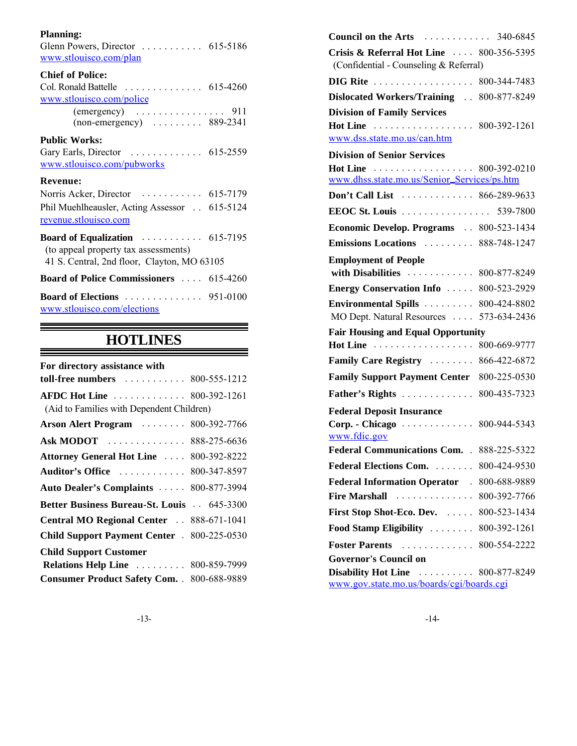**Planning:**
Glenn Powers, Director . . . . . . . . . . . 615-5186
www.stlouisco.com/plan

**Chief of Police:**
Col. Ronald Battelle . . . . . . . . . . . . . . 615-4260
www.stlouisco.com/police
(emergency) . . . . . . . . . . . . . . . . 911
(non-emergency) . . . . . . . . . 889-2341

**Public Works:**
Gary Earls, Director . . . . . . . . . . . . . 615-2559
www.stlouisco.com/pubworks

**Revenue:**
Norris Acker, Director . . . . . . . . . . . 615-7179
Phil Muehlheausler, Acting Assessor . . 615-5124
revenue.stlouisco.com

**Board of Equalization** . . . . . . . . . . . 615-7195
(to appeal property tax assessments)
41 S. Central, 2nd floor, Clayton, MO 63105

**Board of Police Commissioners** . . . . 615-4260

**Board of Elections** . . . . . . . . . . . . . . 951-0100
www.stlouisco.com/elections

# HOTLINES

**For directory assistance with toll-free numbers** . . . . . . . . . . . 800-555-1212

**AFDC Hot Line** . . . . . . . . . . . . . 800-392-1261
(Aid to Families with Dependent Children)

**Arson Alert Program** . . . . . . . . 800-392-7766

**Ask MODOT** . . . . . . . . . . . . . . 888-275-6636

**Attorney General Hot Line** . . . . 800-392-8222

**Auditor's Office** . . . . . . . . . . . . 800-347-8597

**Auto Dealer's Complaints** . . . . . 800-877-3994

**Better Business Bureau-St. Louis** . . 645-3300

**Central MO Regional Center** . . 888-671-1041

**Child Support Payment Center** . 800-225-0530

**Child Support Customer Relations Help Line** . . . . . . . . . 800-859-7999

**Consumer Product Safety Com.** . 800-688-9889

**Council on the Arts** . . . . . . . . . . . . 340-6845

**Crisis & Referral Hot Line** . . . . 800-356-5395
(Confidential - Counseling & Referral)

**DIG Rite** . . . . . . . . . . . . . . . . . . 800-344-7483

**Dislocated Workers/Training** . . 800-877-8249

**Division of Family Services Hot Line** . . . . . . . . . . . . . . . . . . 800-392-1261
www.dss.state.mo.us/can.htm

**Division of Senior Services Hot Line** . . . . . . . . . . . . . . . . . . 800-392-0210
www.dhss.state.mo.us/Senior_Services/ps.htm

**Don't Call List** . . . . . . . . . . . . . 866-289-9633

**EEOC St. Louis** . . . . . . . . . . . . . . . . 539-7800

**Economic Develop. Programs** . . 800-523-1434

**Emissions Locations** . . . . . . . . . 888-748-1247

**Employment of People with Disabilities** . . . . . . . . . . . 800-877-8249

**Energy Conservation Info** . . . . . 800-523-2929

**Environmental Spills** . . . . . . . . . 800-424-8802
MO Dept. Natural Resources . . . . 573-634-2436

**Fair Housing and Equal Opportunity Hot Line** . . . . . . . . . . . . . . . . . . 800-669-9777

**Family Care Registry** . . . . . . . . 866-422-6872

**Family Support Payment Center** 800-225-0530

**Father's Rights** . . . . . . . . . . . . . 800-435-7323

**Federal Deposit Insurance Corp. - Chicago** . . . . . . . . . . . . . 800-944-5343
www.fdic.gov

**Federal Communications Com.** . 888-225-5322

**Federal Elections Com.** . . . . . . . 800-424-9530

**Federal Information Operator** . 800-688-9889

**Fire Marshall** . . . . . . . . . . . . . . 800-392-7766

**First Stop Shot-Eco. Dev.** . . . . . 800-523-1434

**Food Stamp Eligibility** . . . . . . . . 800-392-1261

**Foster Parents** . . . . . . . . . . . . . 800-554-2222

**Governor's Council on Disability Hot Line** . . . . . . . . . . 800-877-8249
www.gov.state.mo.us/boards/cgi/boards.cgi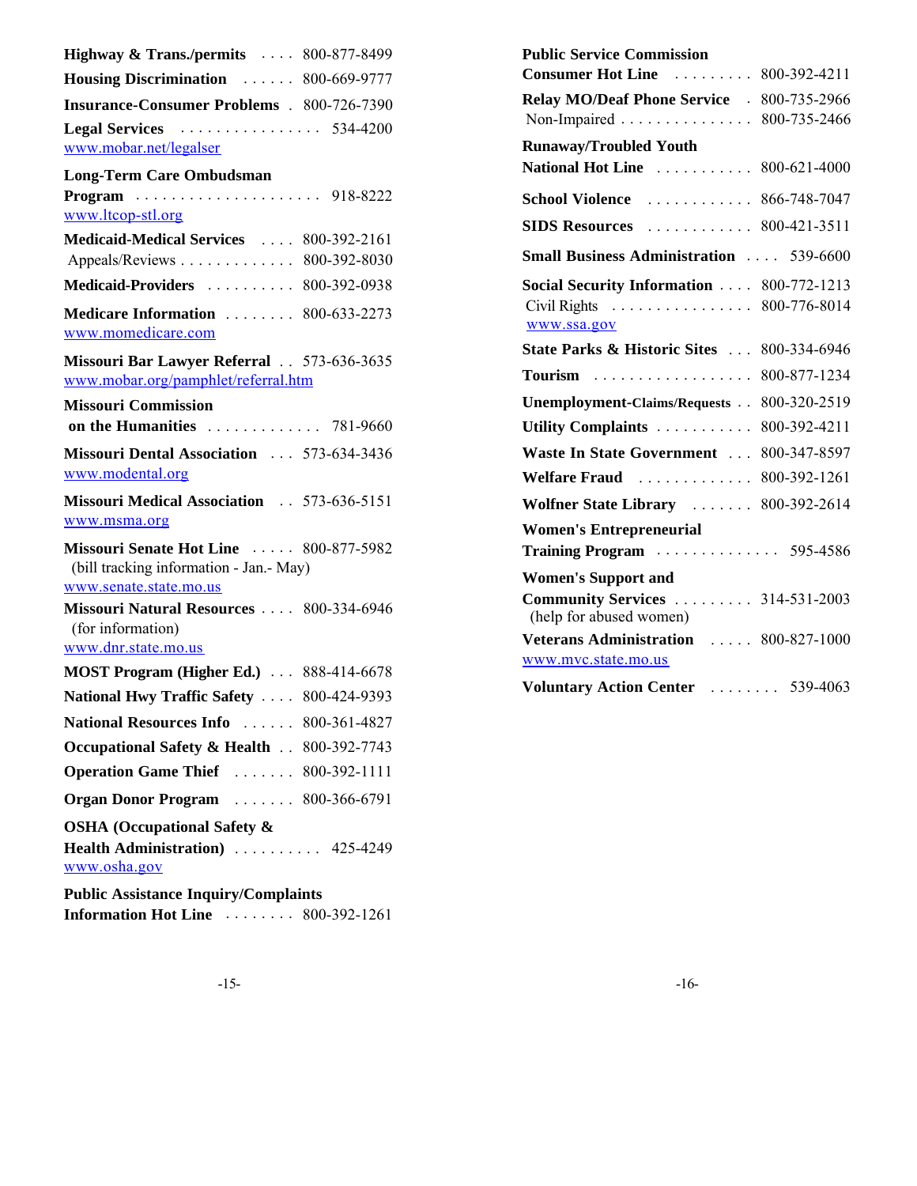**Highway & Trans./permits** .... 800-877-8499

**Housing Discrimination** ...... 800-669-9777

**Insurance-Consumer Problems** . 800-726-7390

**Legal Services** ................ 534-4200
www.mobar.net/legalser

**Long-Term Care Ombudsman Program** ..................... 918-8222
www.ltcop-stl.org

**Medicaid-Medical Services** .... 800-392-2161
Appeals/Reviews ............. 800-392-8030

**Medicaid-Providers** .......... 800-392-0938

**Medicare Information** ........ 800-633-2273
www.momedicare.com

**Missouri Bar Lawyer Referral** .. 573-636-3635
www.mobar.org/pamphlet/referral.htm

**Missouri Commission on the Humanities** ............. 781-9660

**Missouri Dental Association** ... 573-634-3436
www.modental.org

**Missouri Medical Association** .. 573-636-5151
www.msma.org

**Missouri Senate Hot Line** ..... 800-877-5982
(bill tracking information - Jan.- May)
www.senate.state.mo.us

**Missouri Natural Resources** .... 800-334-6946
(for information)
www.dnr.state.mo.us

**MOST Program (Higher Ed.)** ... 888-414-6678

**National Hwy Traffic Safety** .... 800-424-9393

**National Resources Info** ...... 800-361-4827

**Occupational Safety & Health** .. 800-392-7743

**Operation Game Thief** ....... 800-392-1111

**Organ Donor Program** ....... 800-366-6791

**OSHA (Occupational Safety & Health Administration)** .......... 425-4249
www.osha.gov

**Public Assistance Inquiry/Complaints Information Hot Line** ........ 800-392-1261

**Public Service Commission Consumer Hot Line** ......... 800-392-4211

**Relay MO/Deaf Phone Service** . 800-735-2966
Non-Impaired ............... 800-735-2466

**Runaway/Troubled Youth National Hot Line** ........... 800-621-4000

**School Violence** ............ 866-748-7047

**SIDS Resources** ............ 800-421-3511

**Small Business Administration** .... 539-6600

**Social Security Information** .... 800-772-1213
Civil Rights ................ 800-776-8014
www.ssa.gov

**State Parks & Historic Sites** ... 800-334-6946

**Tourism** .................. 800-877-1234

**Unemployment-Claims/Requests** .. 800-320-2519

**Utility Complaints** ........... 800-392-4211

**Waste In State Government** ... 800-347-8597

**Welfare Fraud** ............. 800-392-1261

**Wolfner State Library** ....... 800-392-2614

**Women's Entrepreneurial Training Program** .............. 595-4586

**Women's Support and Community Services** ......... 314-531-2003
(help for abused women)

**Veterans Administration** ..... 800-827-1000
www.mvc.state.mo.us

**Voluntary Action Center** ........ 539-4063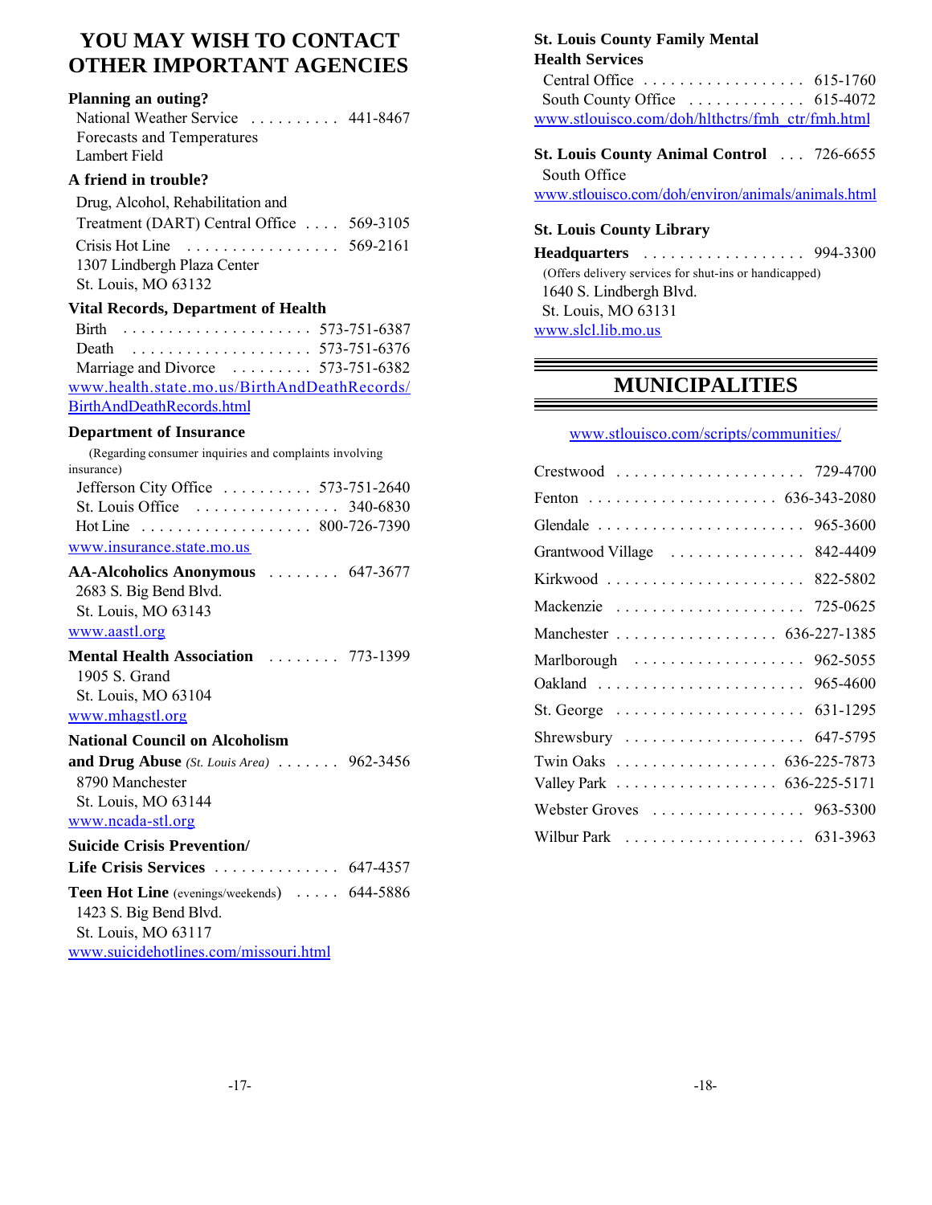# YOU MAY WISH TO CONTACT OTHER IMPORTANT AGENCIES

**Planning an outing?**

National Weather Service . . . . . . . . . . 441-8467
Forecasts and Temperatures
Lambert Field

**A friend in trouble?**

Drug, Alcohol, Rehabilitation and Treatment (DART) Central Office . . . . 569-3105
Crisis Hot Line . . . . . . . . . . . . . . . . . 569-2161
1307 Lindbergh Plaza Center
St. Louis, MO 63132

**Vital Records, Department of Health**

Birth . . . . . . . . . . . . . . . . . . . . . 573-751-6387
Death . . . . . . . . . . . . . . . . . . . . 573-751-6376
Marriage and Divorce . . . . . . . . . 573-751-6382
www.health.state.mo.us/BirthAndDeathRecords/BirthAndDeathRecords.html

**Department of Insurance**

(Regarding consumer inquiries and complaints involving insurance)

Jefferson City Office . . . . . . . . . . 573-751-2640
St. Louis Office . . . . . . . . . . . . . . . . 340-6830
Hot Line . . . . . . . . . . . . . . . . . . . 800-726-7390
www.insurance.state.mo.us

**AA-Alcoholics Anonymous** . . . . . . . . 647-3677
2683 S. Big Bend Blvd.
St. Louis, MO 63143
www.aastl.org

**Mental Health Association** . . . . . . . . 773-1399
1905 S. Grand
St. Louis, MO 63104
www.mhagstl.org

**National Council on Alcoholism and Drug Abuse** *(St. Louis Area)* . . . . . . . 962-3456
8790 Manchester
St. Louis, MO 63144
www.ncada-stl.org

**Suicide Crisis Prevention/ Life Crisis Services** . . . . . . . . . . . . . . 647-4357

**Teen Hot Line** (evenings/weekends) . . . . . 644-5886
1423 S. Big Bend Blvd.
St. Louis, MO 63117
www.suicidehotlines.com/missouri.html

**St. Louis County Family Mental Health Services**

Central Office . . . . . . . . . . . . . . . . . . 615-1760
South County Office . . . . . . . . . . . . . 615-4072
www.stlouisco.com/doh/hlthctrs/fmh_ctr/fmh.html

**St. Louis County Animal Control** . . . 726-6655
South Office
www.stlouisco.com/doh/environ/animals/animals.html

**St. Louis County Library Headquarters** . . . . . . . . . . . . . . . . . . 994-3300
(Offers delivery services for shut-ins or handicapped)
1640 S. Lindbergh Blvd.
St. Louis, MO 63131
www.slcl.lib.mo.us

## MUNICIPALITIES

www.stlouisco.com/scripts/communities/

Crestwood . . . . . . . . . . . . . . . . . . . . . 729-4700
Fenton . . . . . . . . . . . . . . . . . . . . 636-343-2080
Glendale . . . . . . . . . . . . . . . . . . . . . . 965-3600
Grantwood Village . . . . . . . . . . . . . . . 842-4409
Kirkwood . . . . . . . . . . . . . . . . . . . . . 822-5802
Mackenzie . . . . . . . . . . . . . . . . . . . . 725-0625
Manchester . . . . . . . . . . . . . . . . . 636-227-1385
Marlborough . . . . . . . . . . . . . . . . . . 962-5055
Oakland . . . . . . . . . . . . . . . . . . . . . . 965-4600
St. George . . . . . . . . . . . . . . . . . . . . 631-1295
Shrewsbury . . . . . . . . . . . . . . . . . . . 647-5795
Twin Oaks . . . . . . . . . . . . . . . . . 636-225-7873
Valley Park . . . . . . . . . . . . . . . . . 636-225-5171
Webster Groves . . . . . . . . . . . . . . . . 963-5300
Wilbur Park . . . . . . . . . . . . . . . . . . . 631-3963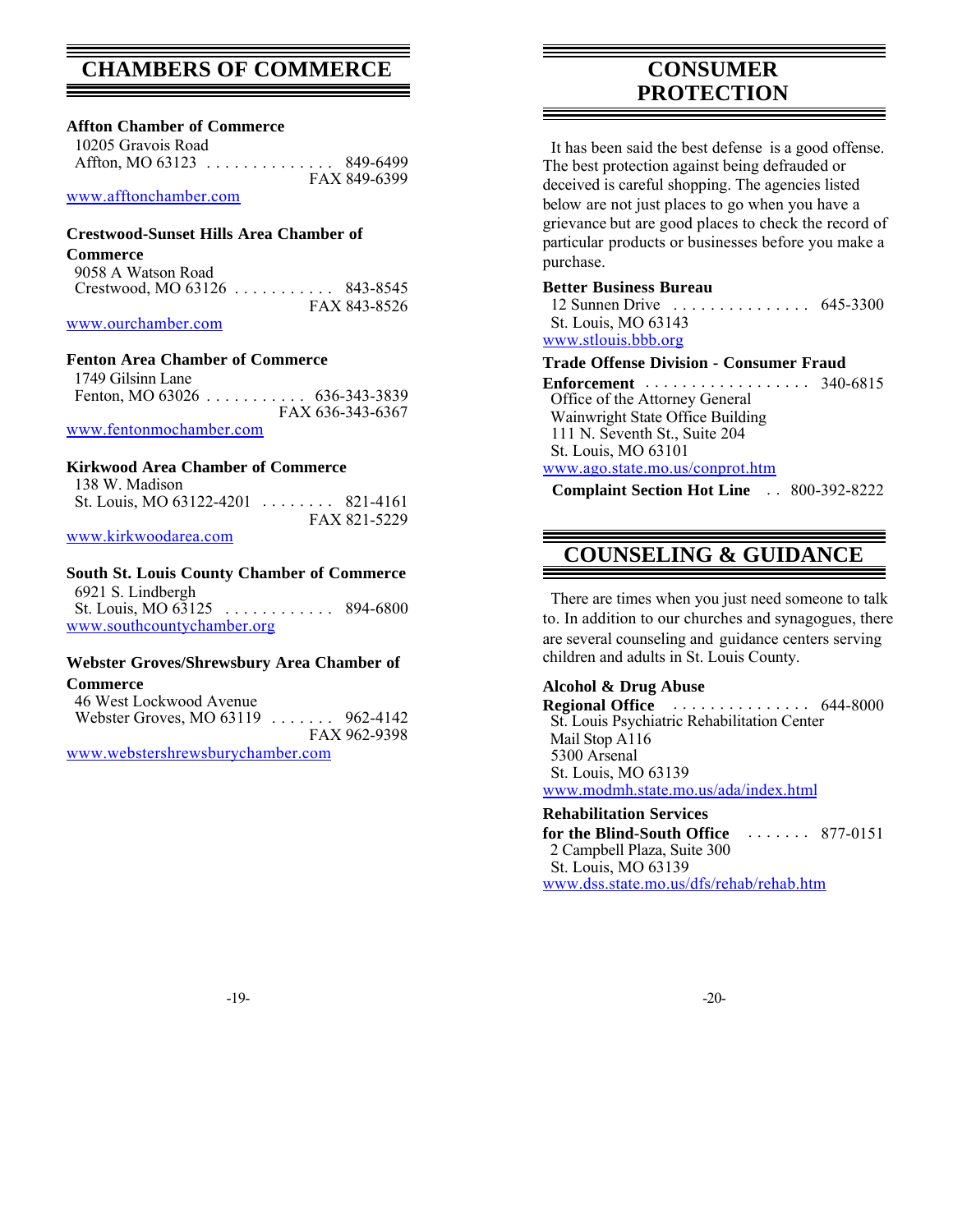# CHAMBERS OF COMMERCE

**Affton Chamber of Commerce**
10205 Gravois Road
Affton, MO 63123 . . . . . . . . . . . . . . 849-6499
FAX 849-6399
www.afftonchamber.com

**Crestwood-Sunset Hills Area Chamber of Commerce**
9058 A Watson Road
Crestwood, MO 63126 . . . . . . . . . . . 843-8545
FAX 843-8526
www.ourchamber.com

**Fenton Area Chamber of Commerce**
1749 Gilsinn Lane
Fenton, MO 63026 . . . . . . . . . . . 636-343-3839
FAX 636-343-6367
www.fentonmochamber.com

**Kirkwood Area Chamber of Commerce**
138 W. Madison
St. Louis, MO 63122-4201 . . . . . . . . 821-4161
FAX 821-5229
www.kirkwoodarea.com

**South St. Louis County Chamber of Commerce**
6921 S. Lindbergh
St. Louis, MO 63125 . . . . . . . . . . . . 894-6800
www.southcountychamber.org

**Webster Groves/Shrewsbury Area Chamber of Commerce**
46 West Lockwood Avenue
Webster Groves, MO 63119 . . . . . . . 962-4142
FAX 962-9398
www.webstershrewsburychamber.com

# CONSUMER PROTECTION

It has been said the best defense is a good offense. The best protection against being defrauded or deceived is careful shopping. The agencies listed below are not just places to go when you have a grievance but are good places to check the record of particular products or businesses before you make a purchase.

**Better Business Bureau**
12 Sunnen Drive . . . . . . . . . . . . . . . 645-3300
St. Louis, MO 63143
www.stlouis.bbb.org

**Trade Offense Division - Consumer Fraud Enforcement** . . . . . . . . . . . . . . . . . . 340-6815
Office of the Attorney General
Wainwright State Office Building
111 N. Seventh St., Suite 204
St. Louis, MO 63101
www.ago.state.mo.us/conprot.htm

**Complaint Section Hot Line** . . 800-392-8222

# COUNSELING & GUIDANCE

There are times when you just need someone to talk to. In addition to our churches and synagogues, there are several counseling and guidance centers serving children and adults in St. Louis County.

**Alcohol & Drug Abuse Regional Office** . . . . . . . . . . . . . . . 644-8000
St. Louis Psychiatric Rehabilitation Center
Mail Stop A116
5300 Arsenal
St. Louis, MO 63139
www.modmh.state.mo.us/ada/index.html

**Rehabilitation Services for the Blind-South Office** . . . . . . . 877-0151
2 Campbell Plaza, Suite 300
St. Louis, MO 63139
www.dss.state.mo.us/dfs/rehab/rehab.htm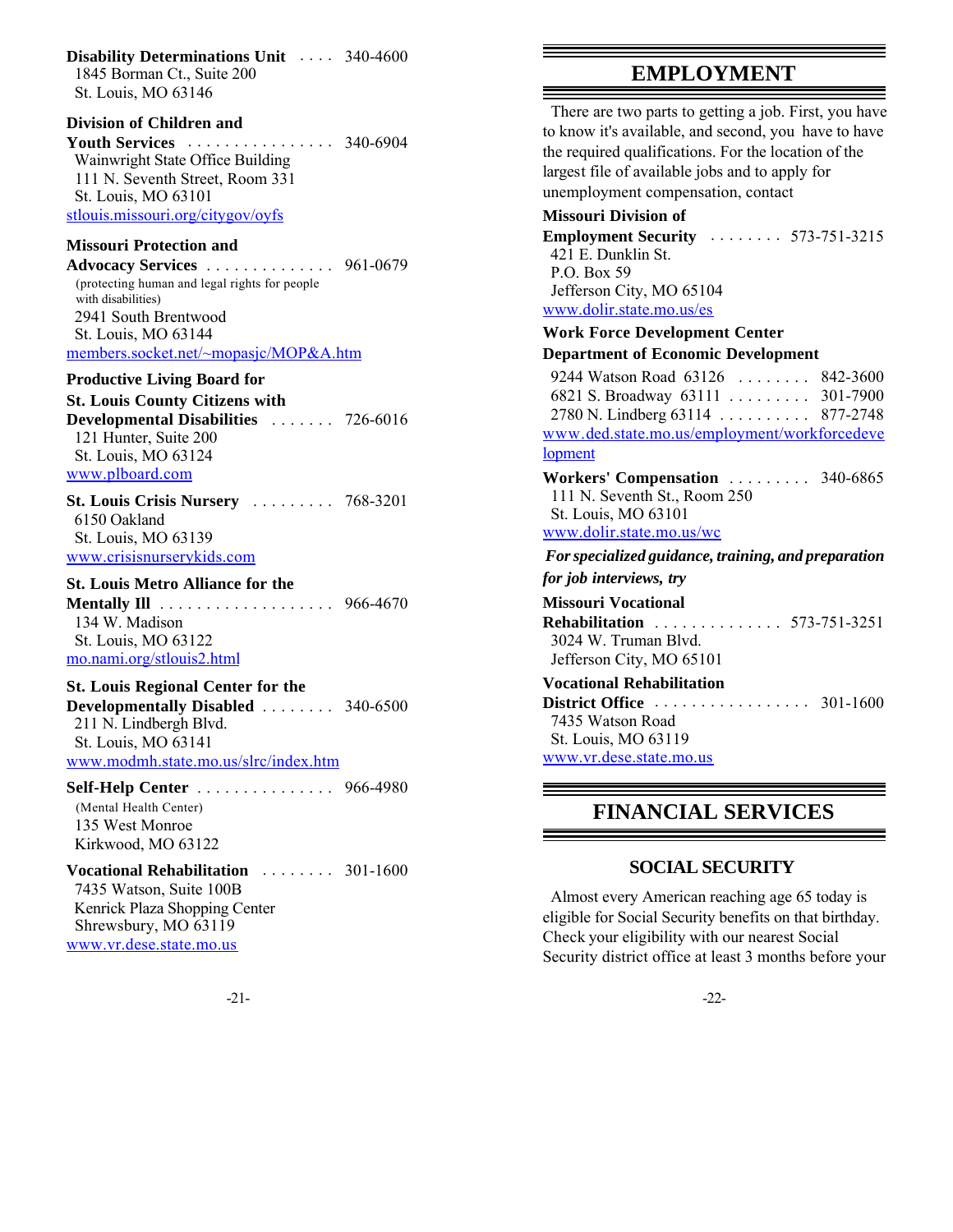**Disability Determinations Unit** .... 340-4600
1845 Borman Ct., Suite 200
St. Louis, MO 63146

**Division of Children and Youth Services** ................ 340-6904
Wainwright State Office Building
111 N. Seventh Street, Room 331
St. Louis, MO 63101
stlouis.missouri.org/citygov/oyfs

**Missouri Protection and Advocacy Services** .............. 961-0679
(protecting human and legal rights for people with disabilities)
2941 South Brentwood
St. Louis, MO 63144
members.socket.net/~mopasjc/MOP&A.htm

**Productive Living Board for St. Louis County Citizens with Developmental Disabilities** ....... 726-6016
121 Hunter, Suite 200
St. Louis, MO 63124
www.plboard.com

**St. Louis Crisis Nursery** ......... 768-3201
6150 Oakland
St. Louis, MO 63139
www.crisisnurserykids.com

**St. Louis Metro Alliance for the Mentally Ill** ................... 966-4670
134 W. Madison
St. Louis, MO 63122
mo.nami.org/stlouis2.html

**St. Louis Regional Center for the Developmentally Disabled** ........ 340-6500
211 N. Lindbergh Blvd.
St. Louis, MO 63141
www.modmh.state.mo.us/slrc/index.htm

**Self-Help Center** ............... 966-4980
(Mental Health Center)
135 West Monroe
Kirkwood, MO 63122

**Vocational Rehabilitation** ........ 301-1600
7435 Watson, Suite 100B
Kenrick Plaza Shopping Center
Shrewsbury, MO 63119
www.vr.dese.state.mo.us

## EMPLOYMENT

There are two parts to getting a job. First, you have to know it's available, and second, you have to have the required qualifications. For the location of the largest file of available jobs and to apply for unemployment compensation, contact

**Missouri Division of Employment Security** ........ 573-751-3215
421 E. Dunklin St.
P.O. Box 59
Jefferson City, MO 65104
www.dolir.state.mo.us/es

**Work Force Development Center**
**Department of Economic Development**
9244 Watson Road 63126 ........ 842-3600
6821 S. Broadway 63111 ......... 301-7900
2780 N. Lindberg 63114 .......... 877-2748
www.ded.state.mo.us/employment/workforcedevelopment

**Workers' Compensation** ......... 340-6865
111 N. Seventh St., Room 250
St. Louis, MO 63101
www.dolir.state.mo.us/wc

***For specialized guidance, training, and preparation for job interviews, try***

**Missouri Vocational Rehabilitation** .............. 573-751-3251
3024 W. Truman Blvd.
Jefferson City, MO 65101

**Vocational Rehabilitation District Office** ................. 301-1600
7435 Watson Road
St. Louis, MO 63119
www.vr.dese.state.mo.us

## FINANCIAL SERVICES

### SOCIAL SECURITY

Almost every American reaching age 65 today is eligible for Social Security benefits on that birthday. Check your eligibility with our nearest Social Security district office at least 3 months before your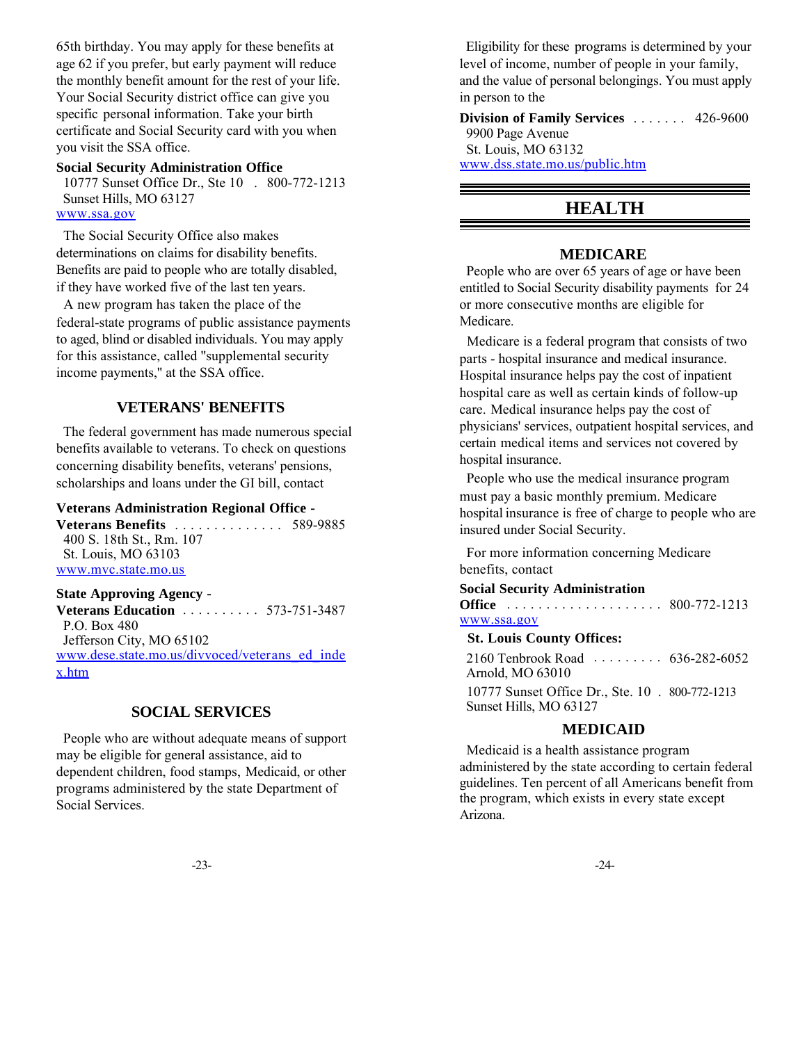65th birthday. You may apply for these benefits at age 62 if you prefer, but early payment will reduce the monthly benefit amount for the rest of your life. Your Social Security district office can give you specific personal information. Take your birth certificate and Social Security card with you when you visit the SSA office.

**Social Security Administration Office**
10777 Sunset Office Dr., Ste 10 . 800-772-1213
Sunset Hills, MO 63127
www.ssa.gov

The Social Security Office also makes determinations on claims for disability benefits. Benefits are paid to people who are totally disabled, if they have worked five of the last ten years.

A new program has taken the place of the federal-state programs of public assistance payments to aged, blind or disabled individuals. You may apply for this assistance, called "supplemental security income payments," at the SSA office.

### VETERANS' BENEFITS

The federal government has made numerous special benefits available to veterans. To check on questions concerning disability benefits, veterans' pensions, scholarships and loans under the GI bill, contact

**Veterans Administration Regional Office - Veterans Benefits** . . . . . . . . . . . . . . 589-9885
400 S. 18th St., Rm. 107
St. Louis, MO 63103
www.mvc.state.mo.us

**State Approving Agency - Veterans Education** . . . . . . . . . . 573-751-3487
P.O. Box 480
Jefferson City, MO 65102
www.dese.state.mo.us/divvoced/veterans_ed_index.htm

### SOCIAL SERVICES

People who are without adequate means of support may be eligible for general assistance, aid to dependent children, food stamps, Medicaid, or other programs administered by the state Department of Social Services.

Eligibility for these programs is determined by your level of income, number of people in your family, and the value of personal belongings. You must apply in person to the

**Division of Family Services** . . . . . . . 426-9600
9900 Page Avenue
St. Louis, MO 63132
www.dss.state.mo.us/public.htm

## HEALTH

### MEDICARE

People who are over 65 years of age or have been entitled to Social Security disability payments for 24 or more consecutive months are eligible for Medicare.

Medicare is a federal program that consists of two parts - hospital insurance and medical insurance. Hospital insurance helps pay the cost of inpatient hospital care as well as certain kinds of follow-up care. Medical insurance helps pay the cost of physicians' services, outpatient hospital services, and certain medical items and services not covered by hospital insurance.

People who use the medical insurance program must pay a basic monthly premium. Medicare hospital insurance is free of charge to people who are insured under Social Security.

For more information concerning Medicare benefits, contact

**Social Security Administration Office** . . . . . . . . . . . . . . . . . . . . 800-772-1213
www.ssa.gov

**St. Louis County Offices:**

2160 Tenbrook Road . . . . . . . . . 636-282-6052
Arnold, MO 63010

10777 Sunset Office Dr., Ste. 10 . 800-772-1213
Sunset Hills, MO 63127

### MEDICAID

Medicaid is a health assistance program administered by the state according to certain federal guidelines. Ten percent of all Americans benefit from the program, which exists in every state except Arizona.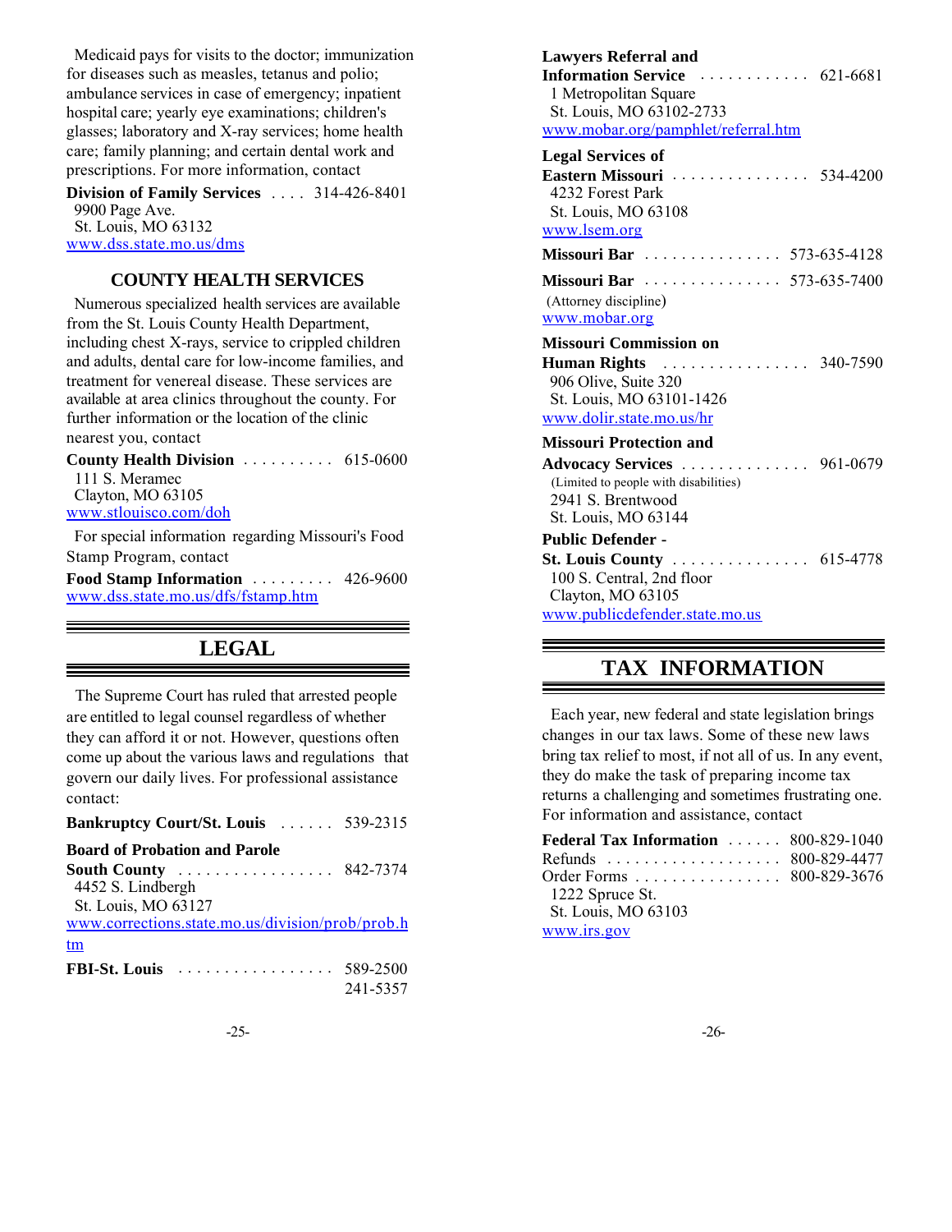Medicaid pays for visits to the doctor; immunization for diseases such as measles, tetanus and polio; ambulance services in case of emergency; inpatient hospital care; yearly eye examinations; children's glasses; laboratory and X-ray services; home health care; family planning; and certain dental work and prescriptions. For more information, contact

**Division of Family Services** . . . . 314-426-8401
9900 Page Ave.
St. Louis, MO 63132
www.dss.state.mo.us/dms

## COUNTY HEALTH SERVICES

Numerous specialized health services are available from the St. Louis County Health Department, including chest X-rays, service to crippled children and adults, dental care for low-income families, and treatment for venereal disease. These services are available at area clinics throughout the county. For further information or the location of the clinic nearest you, contact

**County Health Division** . . . . . . . . . . 615-0600
111 S. Meramec
Clayton, MO 63105
www.stlouisco.com/doh

For special information regarding Missouri's Food Stamp Program, contact

**Food Stamp Information** . . . . . . . . . 426-9600
www.dss.state.mo.us/dfs/fstamp.htm

# LEGAL

The Supreme Court has ruled that arrested people are entitled to legal counsel regardless of whether they can afford it or not. However, questions often come up about the various laws and regulations that govern our daily lives. For professional assistance contact:

**Bankruptcy Court/St. Louis** . . . . . . 539-2315

**Board of Probation and Parole South County** . . . . . . . . . . . . . . . . . 842-7374
4452 S. Lindbergh
St. Louis, MO 63127
www.corrections.state.mo.us/division/prob/prob.htm

**FBI-St. Louis** . . . . . . . . . . . . . . . . . 589-2500
241-5357

**Lawyers Referral and Information Service** . . . . . . . . . . . . 621-6681
1 Metropolitan Square
St. Louis, MO 63102-2733
www.mobar.org/pamphlet/referral.htm

**Legal Services of Eastern Missouri** . . . . . . . . . . . . . . . 534-4200
4232 Forest Park
St. Louis, MO 63108
www.lsem.org

**Missouri Bar** . . . . . . . . . . . . . . . 573-635-4128

**Missouri Bar** . . . . . . . . . . . . . . . 573-635-7400
(Attorney discipline)
www.mobar.org

**Missouri Commission on Human Rights** . . . . . . . . . . . . . . . . 340-7590
906 Olive, Suite 320
St. Louis, MO 63101-1426
www.dolir.state.mo.us/hr

**Missouri Protection and Advocacy Services** . . . . . . . . . . . . . . 961-0679
(Limited to people with disabilities)
2941 S. Brentwood
St. Louis, MO 63144

**Public Defender - St. Louis County** . . . . . . . . . . . . . . . 615-4778
100 S. Central, 2nd floor
Clayton, MO 63105
www.publicdefender.state.mo.us

# TAX INFORMATION

Each year, new federal and state legislation brings changes in our tax laws. Some of these new laws bring tax relief to most, if not all of us. In any event, they do make the task of preparing income tax returns a challenging and sometimes frustrating one. For information and assistance, contact

**Federal Tax Information** . . . . . . 800-829-1040
Refunds . . . . . . . . . . . . . . . . . . . 800-829-4477
Order Forms . . . . . . . . . . . . . . . . 800-829-3676
1222 Spruce St.
St. Louis, MO 63103
www.irs.gov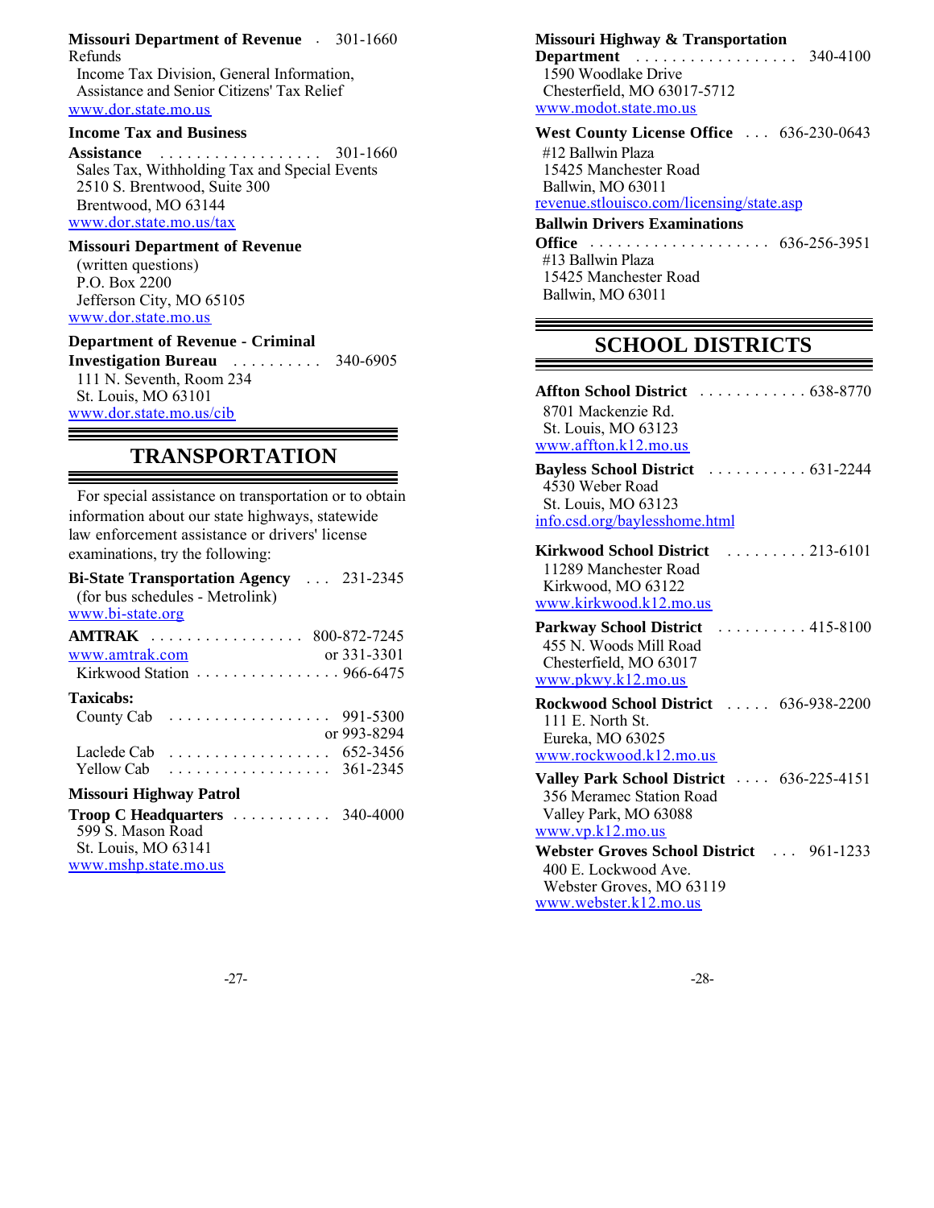**Missouri Department of Revenue** . 301-1660
Refunds
Income Tax Division, General Information, Assistance and Senior Citizens' Tax Relief
www.dor.state.mo.us

**Income Tax and Business Assistance** . . . . . . . . . . . . . . . . . . 301-1660
Sales Tax, Withholding Tax and Special Events
2510 S. Brentwood, Suite 300
Brentwood, MO 63144
www.dor.state.mo.us/tax

**Missouri Department of Revenue**
(written questions)
P.O. Box 2200
Jefferson City, MO 65105
www.dor.state.mo.us

**Department of Revenue - Criminal Investigation Bureau** . . . . . . . . . . 340-6905
111 N. Seventh, Room 234
St. Louis, MO 63101
www.dor.state.mo.us/cib

## TRANSPORTATION

For special assistance on transportation or to obtain information about our state highways, statewide law enforcement assistance or drivers' license examinations, try the following:

**Bi-State Transportation Agency** . . . 231-2345
(for bus schedules - Metrolink)
www.bi-state.org

**AMTRAK** . . . . . . . . . . . . . . . . . 800-872-7245
www.amtrak.com or 331-3301
Kirkwood Station . . . . . . . . . . . . . . . . 966-6475

**Taxicabs:**
County Cab . . . . . . . . . . . . . . . . . . 991-5300 or 993-8294
Laclede Cab . . . . . . . . . . . . . . . . . . 652-3456
Yellow Cab . . . . . . . . . . . . . . . . . . 361-2345

**Missouri Highway Patrol**

**Troop C Headquarters** . . . . . . . . . . . 340-4000
599 S. Mason Road
St. Louis, MO 63141
www.mshp.state.mo.us

**Missouri Highway & Transportation Department** . . . . . . . . . . . . . . . . . . 340-4100
1590 Woodlake Drive
Chesterfield, MO 63017-5712
www.modot.state.mo.us

**West County License Office** . . . 636-230-0643
#12 Ballwin Plaza
15425 Manchester Road
Ballwin, MO 63011
revenue.stlouisco.com/licensing/state.asp

**Ballwin Drivers Examinations Office** . . . . . . . . . . . . . . . . . . . . 636-256-3951
#13 Ballwin Plaza
15425 Manchester Road
Ballwin, MO 63011

## SCHOOL DISTRICTS

**Affton School District** . . . . . . . . . . . . 638-8770
8701 Mackenzie Rd.
St. Louis, MO 63123
www.affton.k12.mo.us

**Bayless School District** . . . . . . . . . . . 631-2244
4530 Weber Road
St. Louis, MO 63123
info.csd.org/baylesshome.html

**Kirkwood School District** . . . . . . . . . 213-6101
11289 Manchester Road
Kirkwood, MO 63122
www.kirkwood.k12.mo.us

**Parkway School District** . . . . . . . . . . 415-8100
455 N. Woods Mill Road
Chesterfield, MO 63017
www.pkwy.k12.mo.us

**Rockwood School District** . . . . . 636-938-2200
111 E. North St.
Eureka, MO 63025
www.rockwood.k12.mo.us

**Valley Park School District** . . . . 636-225-4151
356 Meramec Station Road
Valley Park, MO 63088
www.vp.k12.mo.us

**Webster Groves School District** . . . 961-1233
400 E. Lockwood Ave.
Webster Groves, MO 63119
www.webster.k12.mo.us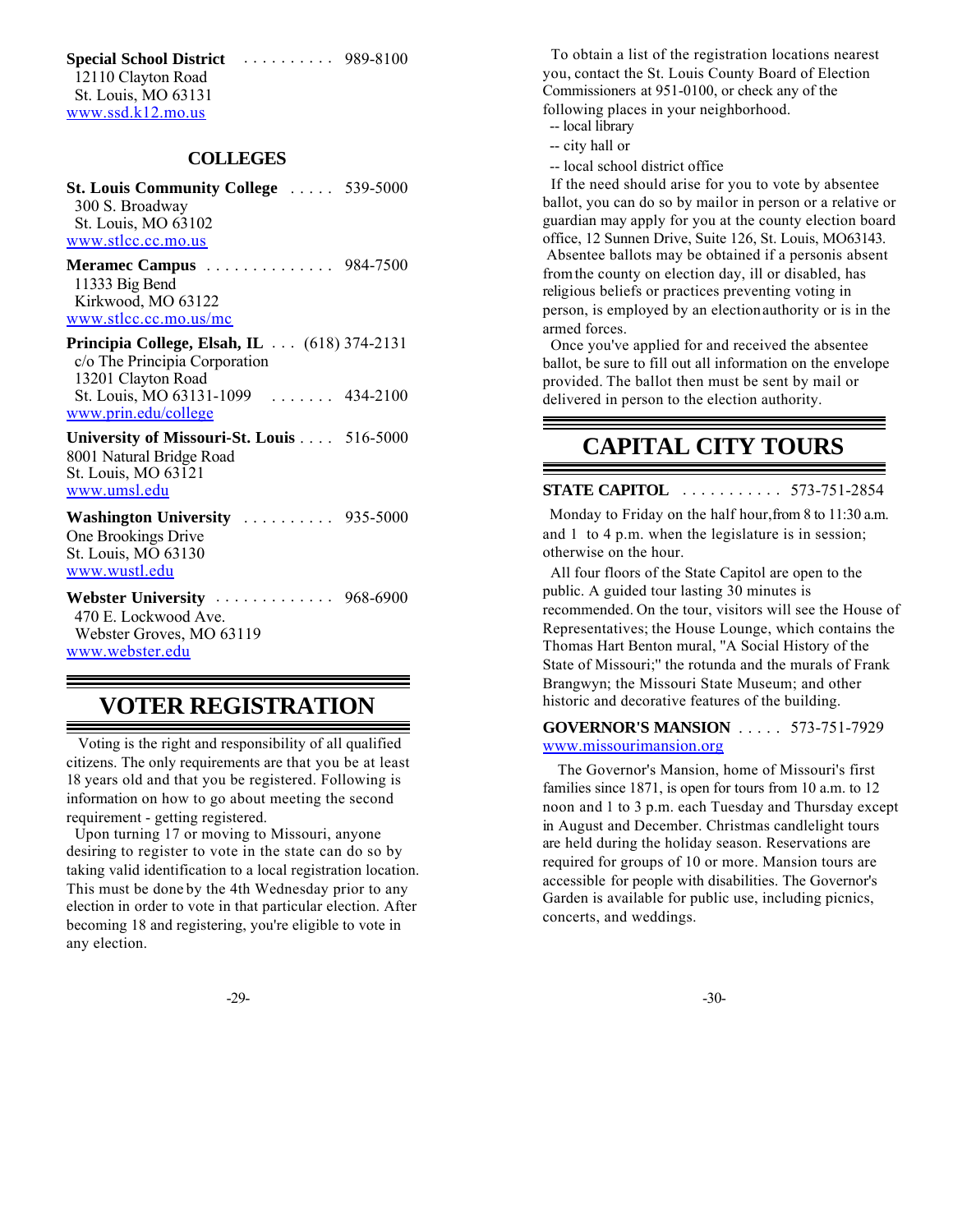**Special School District** . . . . . . . . . . 989-8100
12110 Clayton Road
St. Louis, MO 63131
www.ssd.k12.mo.us

## COLLEGES

**St. Louis Community College** . . . . . 539-5000
300 S. Broadway
St. Louis, MO 63102
www.stlcc.cc.mo.us

**Meramec Campus** . . . . . . . . . . . . . . 984-7500
11333 Big Bend
Kirkwood, MO 63122
www.stlcc.cc.mo.us/mc

**Principia College, Elsah, IL** . . . (618) 374-2131
c/o The Principia Corporation
13201 Clayton Road
St. Louis, MO 63131-1099 . . . . . . . 434-2100
www.prin.edu/college

**University of Missouri-St. Louis** . . . . 516-5000
8001 Natural Bridge Road
St. Louis, MO 63121
www.umsl.edu

**Washington University** . . . . . . . . . . 935-5000
One Brookings Drive
St. Louis, MO 63130
www.wustl.edu

**Webster University** . . . . . . . . . . . . . 968-6900
470 E. Lockwood Ave.
Webster Groves, MO 63119
www.webster.edu

# VOTER REGISTRATION

Voting is the right and responsibility of all qualified citizens. The only requirements are that you be at least 18 years old and that you be registered. Following is information on how to go about meeting the second requirement - getting registered.

Upon turning 17 or moving to Missouri, anyone desiring to register to vote in the state can do so by taking valid identification to a local registration location. This must be done by the 4th Wednesday prior to any election in order to vote in that particular election. After becoming 18 and registering, you're eligible to vote in any election.

To obtain a list of the registration locations nearest you, contact the St. Louis County Board of Election Commissioners at 951-0100, or check any of the following places in your neighborhood.

-- local library
-- city hall or
-- local school district office

If the need should arise for you to vote by absentee ballot, you can do so by mailor in person or a relative or guardian may apply for you at the county election board office, 12 Sunnen Drive, Suite 126, St. Louis, MO63143. Absentee ballots may be obtained if a personis absent from the county on election day, ill or disabled, has religious beliefs or practices preventing voting in person, is employed by an electionauthority or is in the armed forces.

Once you've applied for and received the absentee ballot, be sure to fill out all information on the envelope provided. The ballot then must be sent by mail or delivered in person to the election authority.

# CAPITAL CITY TOURS

**STATE CAPITOL** . . . . . . . . . . . 573-751-2854

Monday to Friday on the half hour,from 8 to 11:30 a.m. and 1 to 4 p.m. when the legislature is in session; otherwise on the hour.

All four floors of the State Capitol are open to the public. A guided tour lasting 30 minutes is recommended. On the tour, visitors will see the House of Representatives; the House Lounge, which contains the Thomas Hart Benton mural, "A Social History of the State of Missouri;" the rotunda and the murals of Frank Brangwyn; the Missouri State Museum; and other historic and decorative features of the building.

**GOVERNOR'S MANSION** . . . . . 573-751-7929
www.missourimansion.org

The Governor's Mansion, home of Missouri's first families since 1871, is open for tours from 10 a.m. to 12 noon and 1 to 3 p.m. each Tuesday and Thursday except in August and December. Christmas candlelight tours are held during the holiday season. Reservations are required for groups of 10 or more. Mansion tours are accessible for people with disabilities. The Governor's Garden is available for public use, including picnics, concerts, and weddings.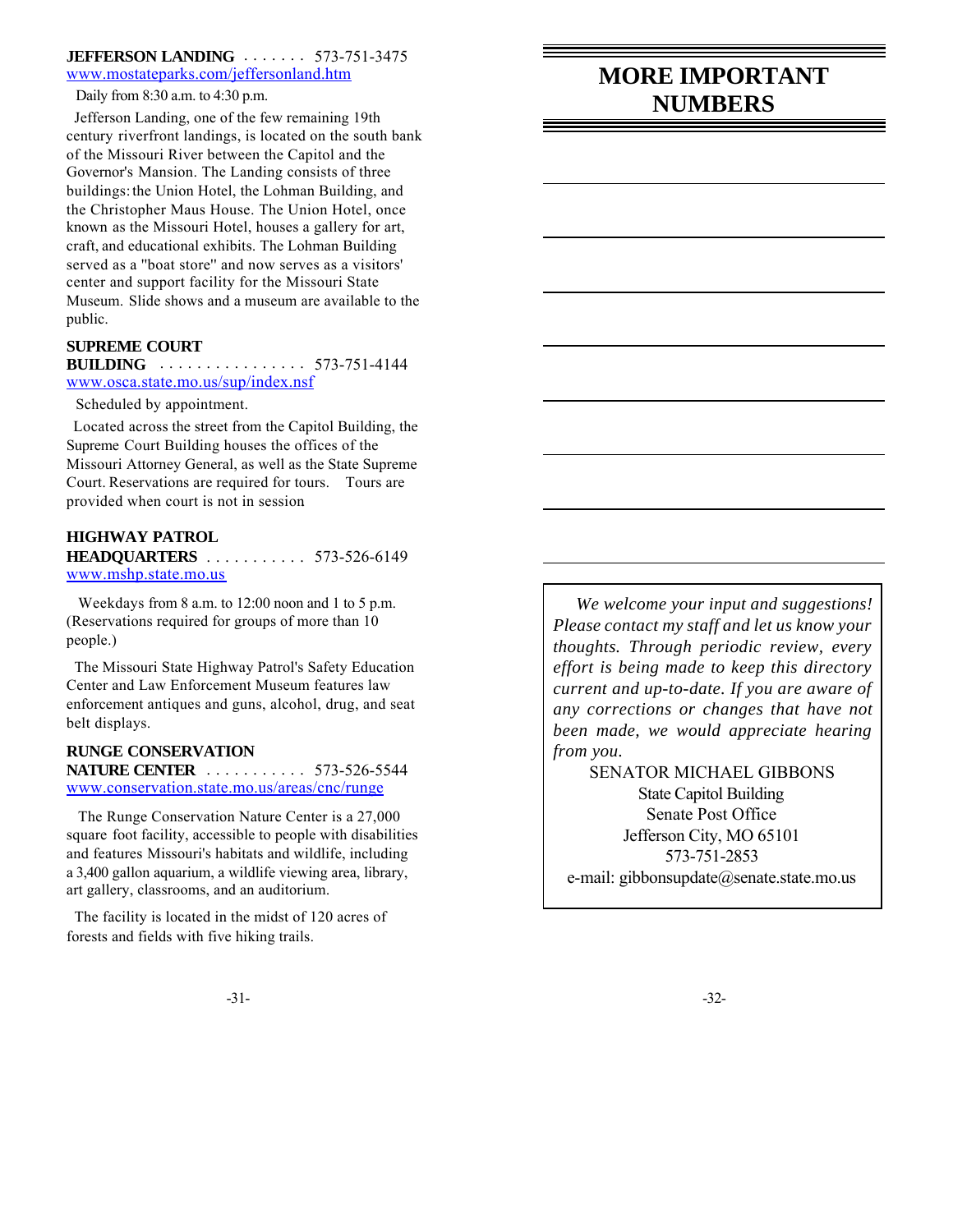**JEFFERSON LANDING** . . . . . . . 573-751-3475
www.mostateparks.com/jeffersonland.htm

Daily from 8:30 a.m. to 4:30 p.m.

Jefferson Landing, one of the few remaining 19th century riverfront landings, is located on the south bank of the Missouri River between the Capitol and the Governor's Mansion. The Landing consists of three buildings: the Union Hotel, the Lohman Building, and the Christopher Maus House. The Union Hotel, once known as the Missouri Hotel, houses a gallery for art, craft, and educational exhibits. The Lohman Building served as a "boat store" and now serves as a visitors' center and support facility for the Missouri State Museum. Slide shows and a museum are available to the public.

**SUPREME COURT BUILDING** . . . . . . . . . . . . . . . . 573-751-4144
www.osca.state.mo.us/sup/index.nsf

Scheduled by appointment.

Located across the street from the Capitol Building, the Supreme Court Building houses the offices of the Missouri Attorney General, as well as the State Supreme Court. Reservations are required for tours. Tours are provided when court is not in session

**HIGHWAY PATROL HEADQUARTERS** . . . . . . . . . . . 573-526-6149
www.mshp.state.mo.us

Weekdays from 8 a.m. to 12:00 noon and 1 to 5 p.m. (Reservations required for groups of more than 10 people.)

The Missouri State Highway Patrol's Safety Education Center and Law Enforcement Museum features law enforcement antiques and guns, alcohol, drug, and seat belt displays.

**RUNGE CONSERVATION NATURE CENTER** . . . . . . . . . . . 573-526-5544
www.conservation.state.mo.us/areas/cnc/runge

The Runge Conservation Nature Center is a 27,000 square foot facility, accessible to people with disabilities and features Missouri's habitats and wildlife, including a 3,400 gallon aquarium, a wildlife viewing area, library, art gallery, classrooms, and an auditorium.

The facility is located in the midst of 120 acres of forests and fields with five hiking trails.

# MORE IMPORTANT NUMBERS

_______________

_______________

_______________

_______________

_______________

_______________

_______________

_______________

*We welcome your input and suggestions! Please contact my staff and let us know your thoughts. Through periodic review, every effort is being made to keep this directory current and up-to-date. If you are aware of any corrections or changes that have not been made, we would appreciate hearing from you.*

SENATOR MICHAEL GIBBONS
State Capitol Building
Senate Post Office
Jefferson City, MO 65101
573-751-2853
e-mail: gibbonsupdate@senate.state.mo.us